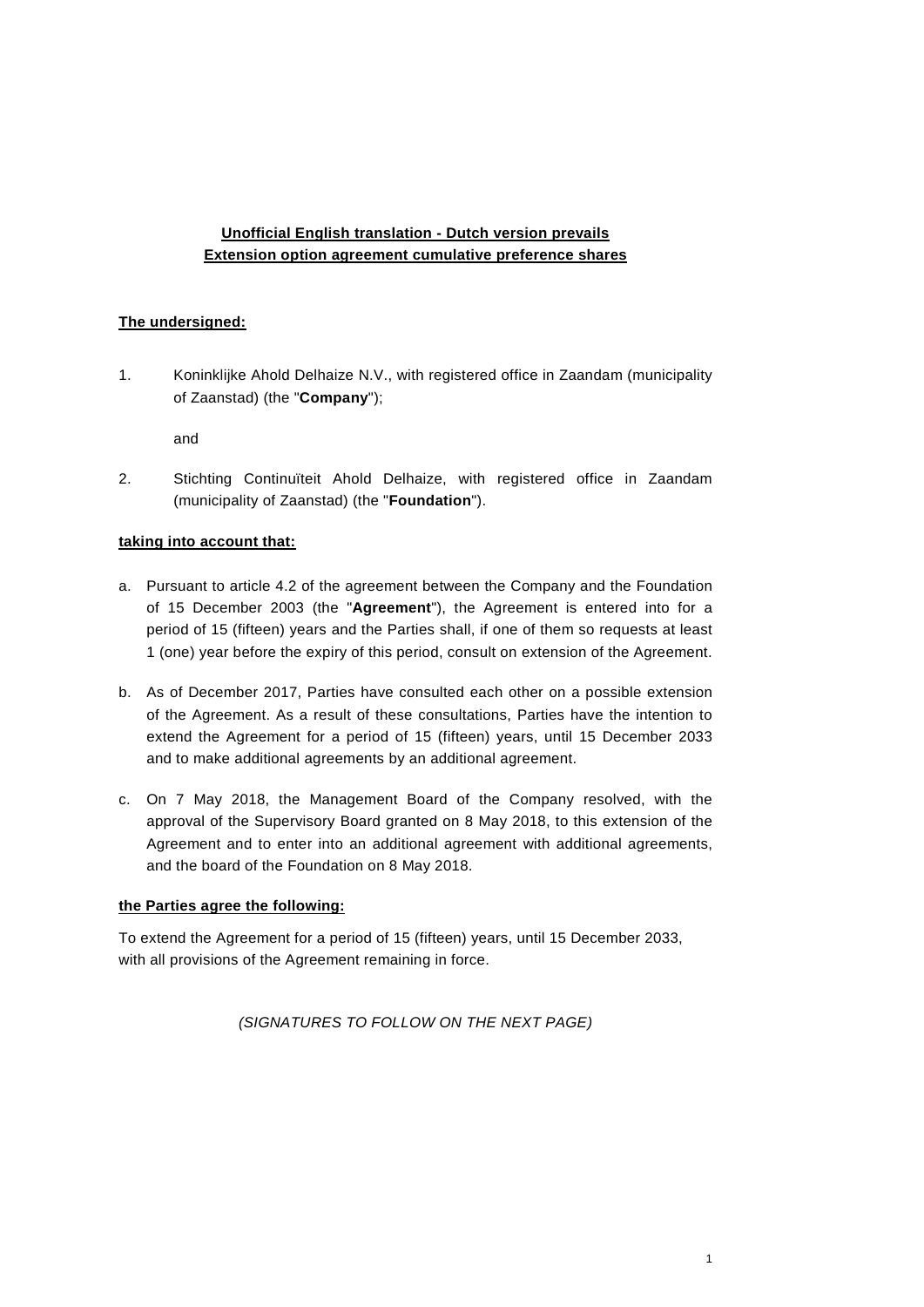**Unofficial English translation - Dutch version prevails**
**Extension option agreement cumulative preference shares**

**The undersigned:**

1. Koninklijke Ahold Delhaize N.V., with registered office in Zaandam (municipality of Zaanstad) (the "**Company**");

   and

2. Stichting Continuïteit Ahold Delhaize, with registered office in Zaandam (municipality of Zaanstad) (the "**Foundation**").

**taking into account that:**

a. Pursuant to article 4.2 of the agreement between the Company and the Foundation of 15 December 2003 (the "**Agreement**"), the Agreement is entered into for a period of 15 (fifteen) years and the Parties shall, if one of them so requests at least 1 (one) year before the expiry of this period, consult on extension of the Agreement.

b. As of December 2017, Parties have consulted each other on a possible extension of the Agreement. As a result of these consultations, Parties have the intention to extend the Agreement for a period of 15 (fifteen) years, until 15 December 2033 and to make additional agreements by an additional agreement.

c. On 7 May 2018, the Management Board of the Company resolved, with the approval of the Supervisory Board granted on 8 May 2018, to this extension of the Agreement and to enter into an additional agreement with additional agreements, and the board of the Foundation on 8 May 2018.

**the Parties agree the following:**

To extend the Agreement for a period of 15 (fifteen) years, until 15 December 2033, with all provisions of the Agreement remaining in force.

*(SIGNATURES TO FOLLOW ON THE NEXT PAGE)*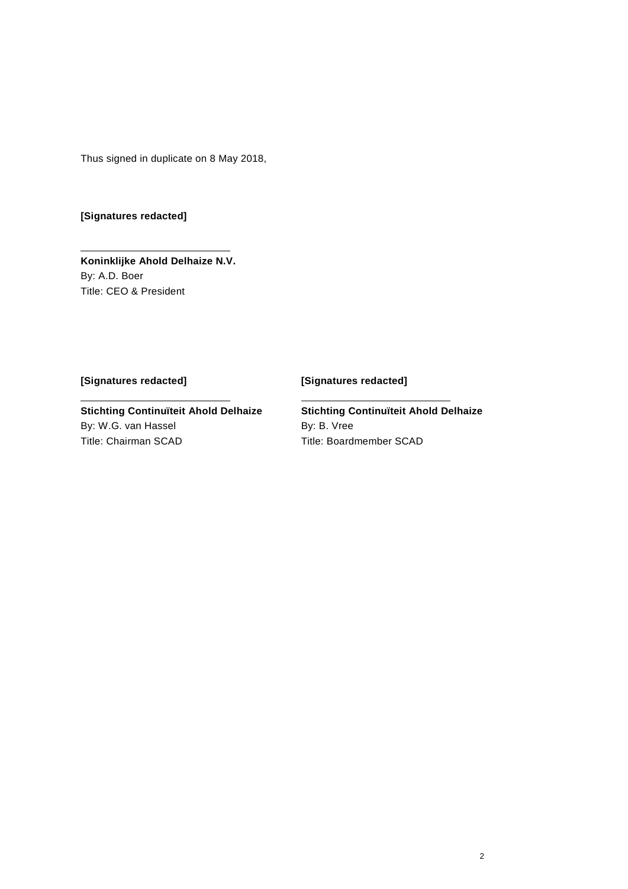Thus signed in duplicate on 8 May 2018,

**[Signatures redacted]**

---

**Koninklijke Ahold Delhaize N.V.**
By: A.D. Boer
Title: CEO & President

**[Signatures redacted]**

---

**Stichting Continuïteit Ahold Delhaize**
By: W.G. van Hassel
Title: Chairman SCAD

**[Signatures redacted]**

---

**Stichting Continuïteit Ahold Delhaize**
By: B. Vree
Title: Boardmember SCAD